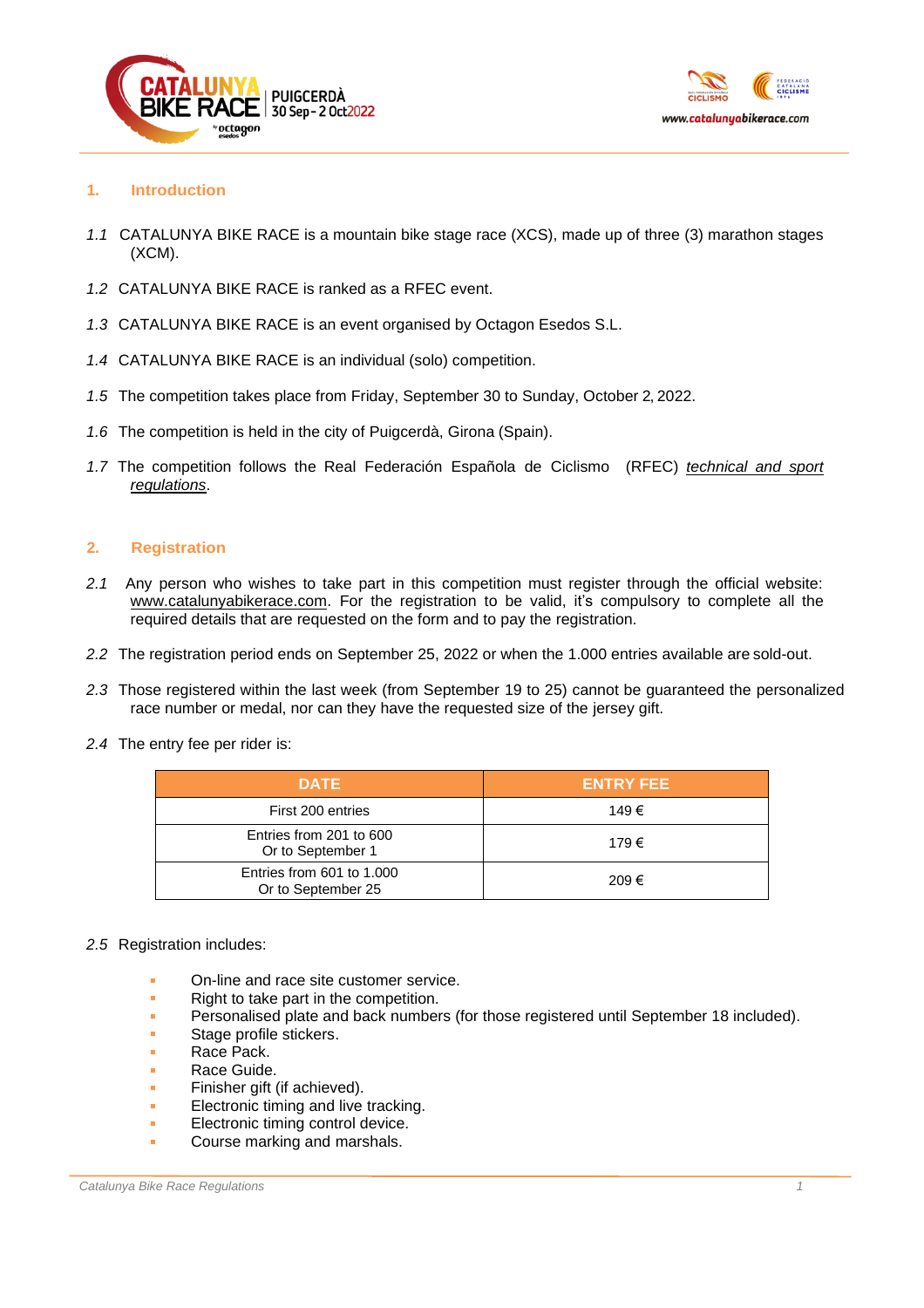## 1. Introduction

*1.1* CATALUNYA BIKE RACE is a mountain bike stage race (XCS), made up of three (3) marathon stages (XCM).

*1.2* CATALUNYA BIKE RACE is ranked as a RFEC event.

*1.3* CATALUNYA BIKE RACE is an event organised by Octagon Esedos S.L.

*1.4* CATALUNYA BIKE RACE is an individual (solo) competition.

*1.5* The competition takes place from Friday, September 30 to Sunday, October 2, 2022.

*1.6* The competition is held in the city of Puigcerdà, Girona (Spain).

*1.7* The competition follows the Real Federación Española de Ciclismo (RFEC) *technical and sport regulations*.

## 2. Registration

*2.1* Any person who wishes to take part in this competition must register through the official website: www.catalunyabikerace.com. For the registration to be valid, it's compulsory to complete all the required details that are requested on the form and to pay the registration.

*2.2* The registration period ends on September 25, 2022 or when the 1.000 entries available are sold-out.

*2.3* Those registered within the last week (from September 19 to 25) cannot be guaranteed the personalized race number or medal, nor can they have the requested size of the jersey gift.

*2.4* The entry fee per rider is:

| DATE | ENTRY FEE |
|---|---|
| First 200 entries | 149 € |
| Entries from 201 to 600 Or to September 1 | 179 € |
| Entries from 601 to 1.000 Or to September 25 | 209 € |

*2.5* Registration includes:

- On-line and race site customer service.
- Right to take part in the competition.
- Personalised plate and back numbers (for those registered until September 18 included).
- Stage profile stickers.
- Race Pack.
- Race Guide.
- Finisher gift (if achieved).
- Electronic timing and live tracking.
- Electronic timing control device.
- Course marking and marshals.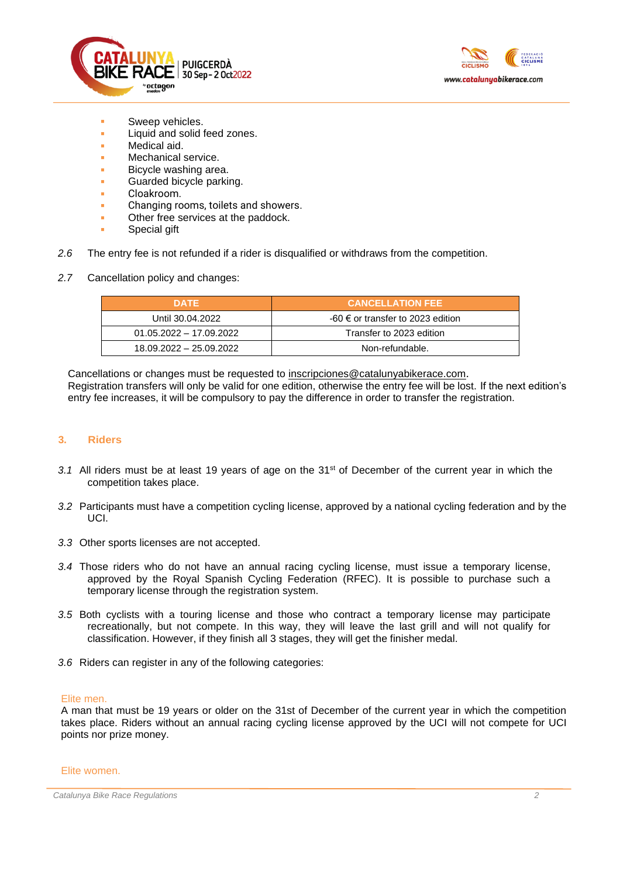- Sweep vehicles.
- Liquid and solid feed zones.
- Medical aid.
- Mechanical service.
- Bicycle washing area.
- Guarded bicycle parking.
- Cloakroom.
- Changing rooms, toilets and showers.
- Other free services at the paddock.
- Special gift

*2.6* The entry fee is not refunded if a rider is disqualified or withdraws from the competition.

*2.7* Cancellation policy and changes:

| DATE | CANCELLATION FEE |
| --- | --- |
| Until 30.04.2022 | -60 € or transfer to 2023 edition |
| 01.05.2022 – 17.09.2022 | Transfer to 2023 edition |
| 18.09.2022 – 25.09.2022 | Non-refundable. |

Cancellations or changes must be requested to inscripciones@catalunyabikerace.com.
Registration transfers will only be valid for one edition, otherwise the entry fee will be lost. If the next edition's entry fee increases, it will be compulsory to pay the difference in order to transfer the registration.

## 3. Riders

*3.1* All riders must be at least 19 years of age on the 31st of December of the current year in which the competition takes place.

*3.2* Participants must have a competition cycling license, approved by a national cycling federation and by the UCI.

*3.3* Other sports licenses are not accepted.

*3.4* Those riders who do not have an annual racing cycling license, must issue a temporary license, approved by the Royal Spanish Cycling Federation (RFEC). It is possible to purchase such a temporary license through the registration system.

*3.5* Both cyclists with a touring license and those who contract a temporary license may participate recreationally, but not compete. In this way, they will leave the last grill and will not qualify for classification. However, if they finish all 3 stages, they will get the finisher medal.

*3.6* Riders can register in any of the following categories:

Elite men.

A man that must be 19 years or older on the 31st of December of the current year in which the competition takes place. Riders without an annual racing cycling license approved by the UCI will not compete for UCI points nor prize money.

Elite women.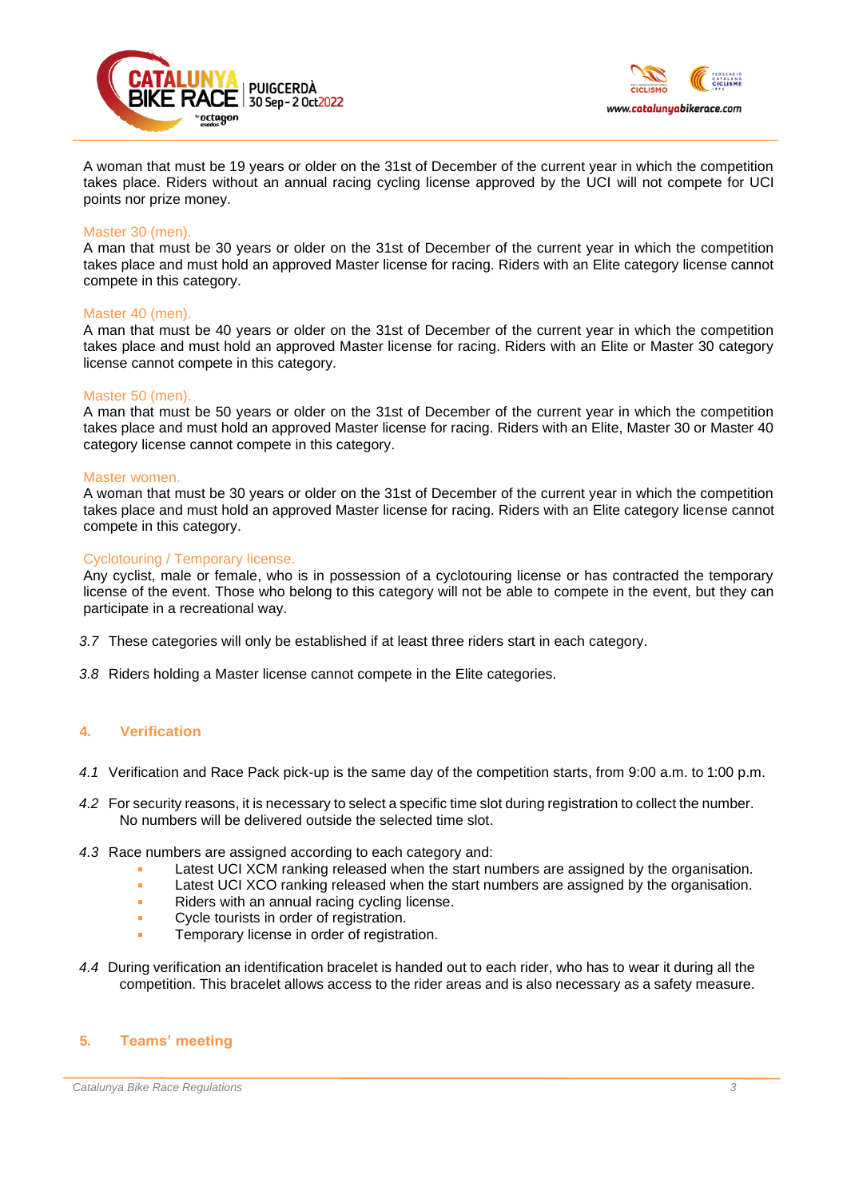A woman that must be 19 years or older on the 31st of December of the current year in which the competition takes place. Riders without an annual racing cycling license approved by the UCI will not compete for UCI points nor prize money.

Master 30 (men).
A man that must be 30 years or older on the 31st of December of the current year in which the competition takes place and must hold an approved Master license for racing. Riders with an Elite category license cannot compete in this category.

Master 40 (men).
A man that must be 40 years or older on the 31st of December of the current year in which the competition takes place and must hold an approved Master license for racing. Riders with an Elite or Master 30 category license cannot compete in this category.

Master 50 (men).
A man that must be 50 years or older on the 31st of December of the current year in which the competition takes place and must hold an approved Master license for racing. Riders with an Elite, Master 30 or Master 40 category license cannot compete in this category.

Master women.
A woman that must be 30 years or older on the 31st of December of the current year in which the competition takes place and must hold an approved Master license for racing. Riders with an Elite category license cannot compete in this category.

Cyclotouring / Temporary license.
Any cyclist, male or female, who is in possession of a cyclotouring license or has contracted the temporary license of the event. Those who belong to this category will not be able to compete in the event, but they can participate in a recreational way.

*3.7* These categories will only be established if at least three riders start in each category.

*3.8* Riders holding a Master license cannot compete in the Elite categories.

## 4. Verification

*4.1* Verification and Race Pack pick-up is the same day of the competition starts, from 9:00 a.m. to 1:00 p.m.

*4.2* For security reasons, it is necessary to select a specific time slot during registration to collect the number. No numbers will be delivered outside the selected time slot.

*4.3* Race numbers are assigned according to each category and:

- Latest UCI XCM ranking released when the start numbers are assigned by the organisation.
- Latest UCI XCO ranking released when the start numbers are assigned by the organisation.
- Riders with an annual racing cycling license.
- Cycle tourists in order of registration.
- Temporary license in order of registration.

*4.4* During verification an identification bracelet is handed out to each rider, who has to wear it during all the competition. This bracelet allows access to the rider areas and is also necessary as a safety measure.

## 5. Teams' meeting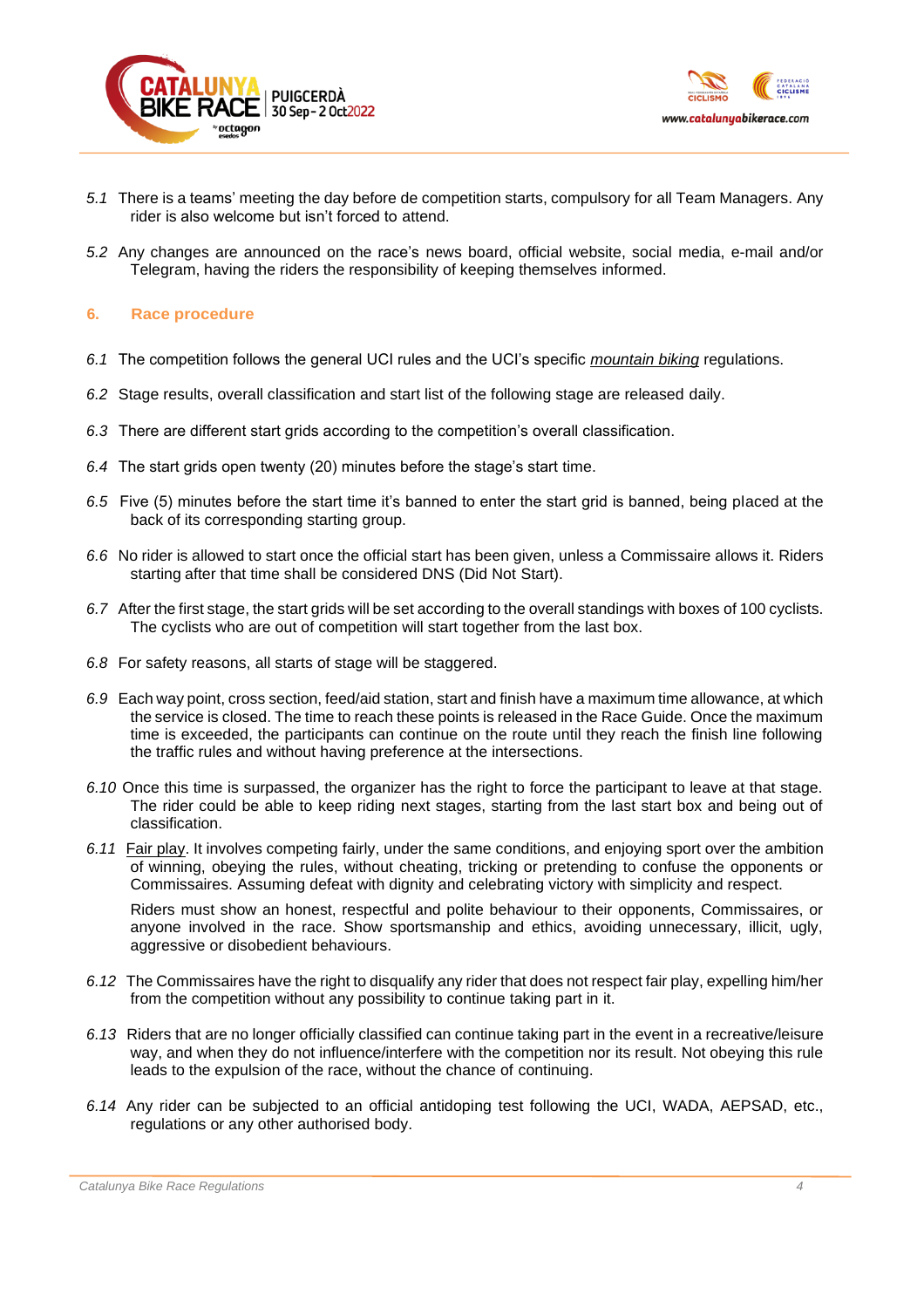*5.1* There is a teams' meeting the day before de competition starts, compulsory for all Team Managers. Any rider is also welcome but isn't forced to attend.

*5.2* Any changes are announced on the race's news board, official website, social media, e-mail and/or Telegram, having the riders the responsibility of keeping themselves informed.

## 6. Race procedure

*6.1* The competition follows the general UCI rules and the UCI's specific *mountain biking* regulations.

*6.2* Stage results, overall classification and start list of the following stage are released daily.

*6.3* There are different start grids according to the competition's overall classification.

*6.4* The start grids open twenty (20) minutes before the stage's start time.

*6.5* Five (5) minutes before the start time it's banned to enter the start grid is banned, being placed at the back of its corresponding starting group.

*6.6* No rider is allowed to start once the official start has been given, unless a Commissaire allows it. Riders starting after that time shall be considered DNS (Did Not Start).

*6.7* After the first stage, the start grids will be set according to the overall standings with boxes of 100 cyclists. The cyclists who are out of competition will start together from the last box.

*6.8* For safety reasons, all starts of stage will be staggered.

*6.9* Each way point, cross section, feed/aid station, start and finish have a maximum time allowance, at which the service is closed. The time to reach these points is released in the Race Guide. Once the maximum time is exceeded, the participants can continue on the route until they reach the finish line following the traffic rules and without having preference at the intersections.

*6.10* Once this time is surpassed, the organizer has the right to force the participant to leave at that stage. The rider could be able to keep riding next stages, starting from the last start box and being out of classification.

*6.11* Fair play. It involves competing fairly, under the same conditions, and enjoying sport over the ambition of winning, obeying the rules, without cheating, tricking or pretending to confuse the opponents or Commissaires. Assuming defeat with dignity and celebrating victory with simplicity and respect.

Riders must show an honest, respectful and polite behaviour to their opponents, Commissaires, or anyone involved in the race. Show sportsmanship and ethics, avoiding unnecessary, illicit, ugly, aggressive or disobedient behaviours.

*6.12* The Commissaires have the right to disqualify any rider that does not respect fair play, expelling him/her from the competition without any possibility to continue taking part in it.

*6.13* Riders that are no longer officially classified can continue taking part in the event in a recreative/leisure way, and when they do not influence/interfere with the competition nor its result. Not obeying this rule leads to the expulsion of the race, without the chance of continuing.

*6.14* Any rider can be subjected to an official antidoping test following the UCI, WADA, AEPSAD, etc., regulations or any other authorised body.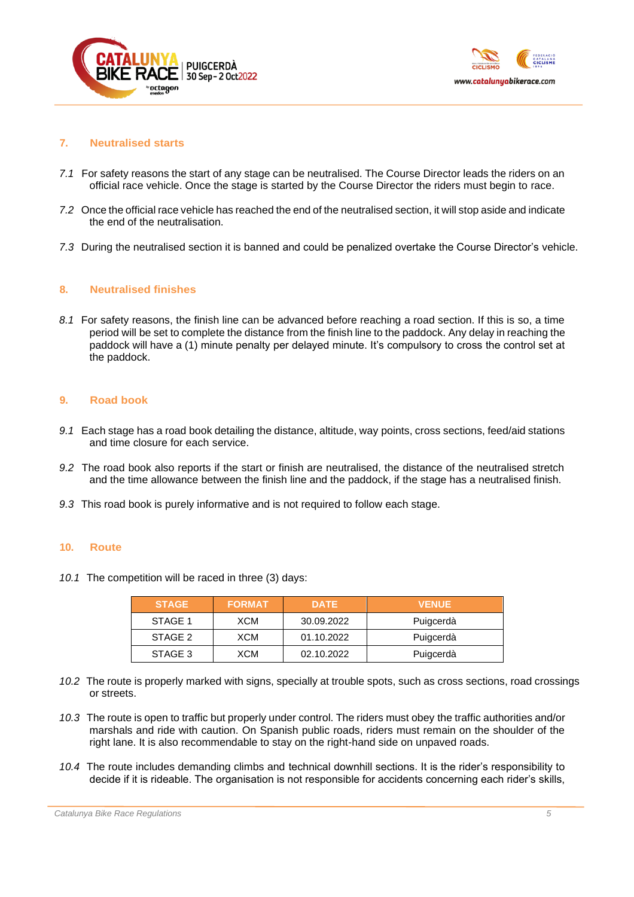## 7. Neutralised starts

*7.1* For safety reasons the start of any stage can be neutralised. The Course Director leads the riders on an official race vehicle. Once the stage is started by the Course Director the riders must begin to race.

*7.2* Once the official race vehicle has reached the end of the neutralised section, it will stop aside and indicate the end of the neutralisation.

*7.3* During the neutralised section it is banned and could be penalized overtake the Course Director's vehicle.

## 8. Neutralised finishes

*8.1* For safety reasons, the finish line can be advanced before reaching a road section. If this is so, a time period will be set to complete the distance from the finish line to the paddock. Any delay in reaching the paddock will have a (1) minute penalty per delayed minute. It's compulsory to cross the control set at the paddock.

## 9. Road book

*9.1* Each stage has a road book detailing the distance, altitude, way points, cross sections, feed/aid stations and time closure for each service.

*9.2* The road book also reports if the start or finish are neutralised, the distance of the neutralised stretch and the time allowance between the finish line and the paddock, if the stage has a neutralised finish.

*9.3* This road book is purely informative and is not required to follow each stage.

## 10. Route

*10.1* The competition will be raced in three (3) days:

| STAGE | FORMAT | DATE | VENUE |
|---|---|---|---|
| STAGE 1 | XCM | 30.09.2022 | Puigcerdà |
| STAGE 2 | XCM | 01.10.2022 | Puigcerdà |
| STAGE 3 | XCM | 02.10.2022 | Puigcerdà |

*10.2* The route is properly marked with signs, specially at trouble spots, such as cross sections, road crossings or streets.

*10.3* The route is open to traffic but properly under control. The riders must obey the traffic authorities and/or marshals and ride with caution. On Spanish public roads, riders must remain on the shoulder of the right lane. It is also recommendable to stay on the right-hand side on unpaved roads.

*10.4* The route includes demanding climbs and technical downhill sections. It is the rider's responsibility to decide if it is rideable. The organisation is not responsible for accidents concerning each rider's skills,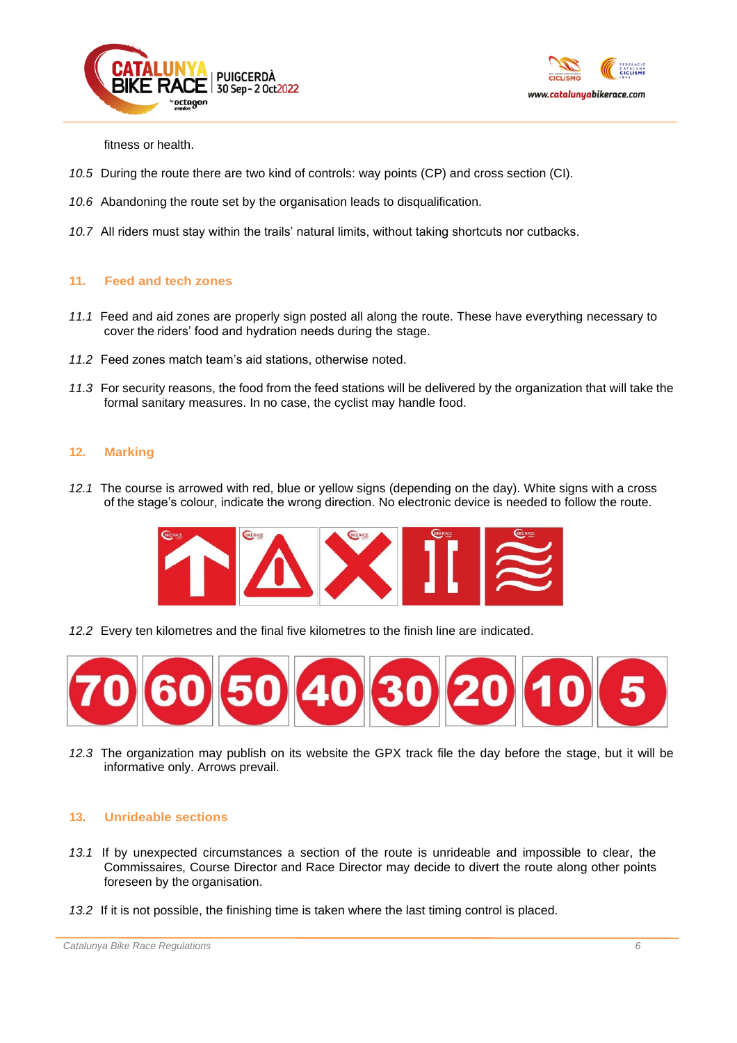fitness or health.

10.5 During the route there are two kind of controls: way points (CP) and cross section (CI).

10.6 Abandoning the route set by the organisation leads to disqualification.

10.7 All riders must stay within the trails' natural limits, without taking shortcuts nor cutbacks.

## 11. Feed and tech zones

11.1 Feed and aid zones are properly sign posted all along the route. These have everything necessary to cover the riders' food and hydration needs during the stage.

11.2 Feed zones match team's aid stations, otherwise noted.

11.3 For security reasons, the food from the feed stations will be delivered by the organization that will take the formal sanitary measures. In no case, the cyclist may handle food.

## 12. Marking

12.1 The course is arrowed with red, blue or yellow signs (depending on the day). White signs with a cross of the stage's colour, indicate the wrong direction. No electronic device is needed to follow the route.

12.2 Every ten kilometres and the final five kilometres to the finish line are indicated.

12.3 The organization may publish on its website the GPX track file the day before the stage, but it will be informative only. Arrows prevail.

## 13. Unrideable sections

13.1 If by unexpected circumstances a section of the route is unrideable and impossible to clear, the Commissaires, Course Director and Race Director may decide to divert the route along other points foreseen by the organisation.

13.2 If it is not possible, the finishing time is taken where the last timing control is placed.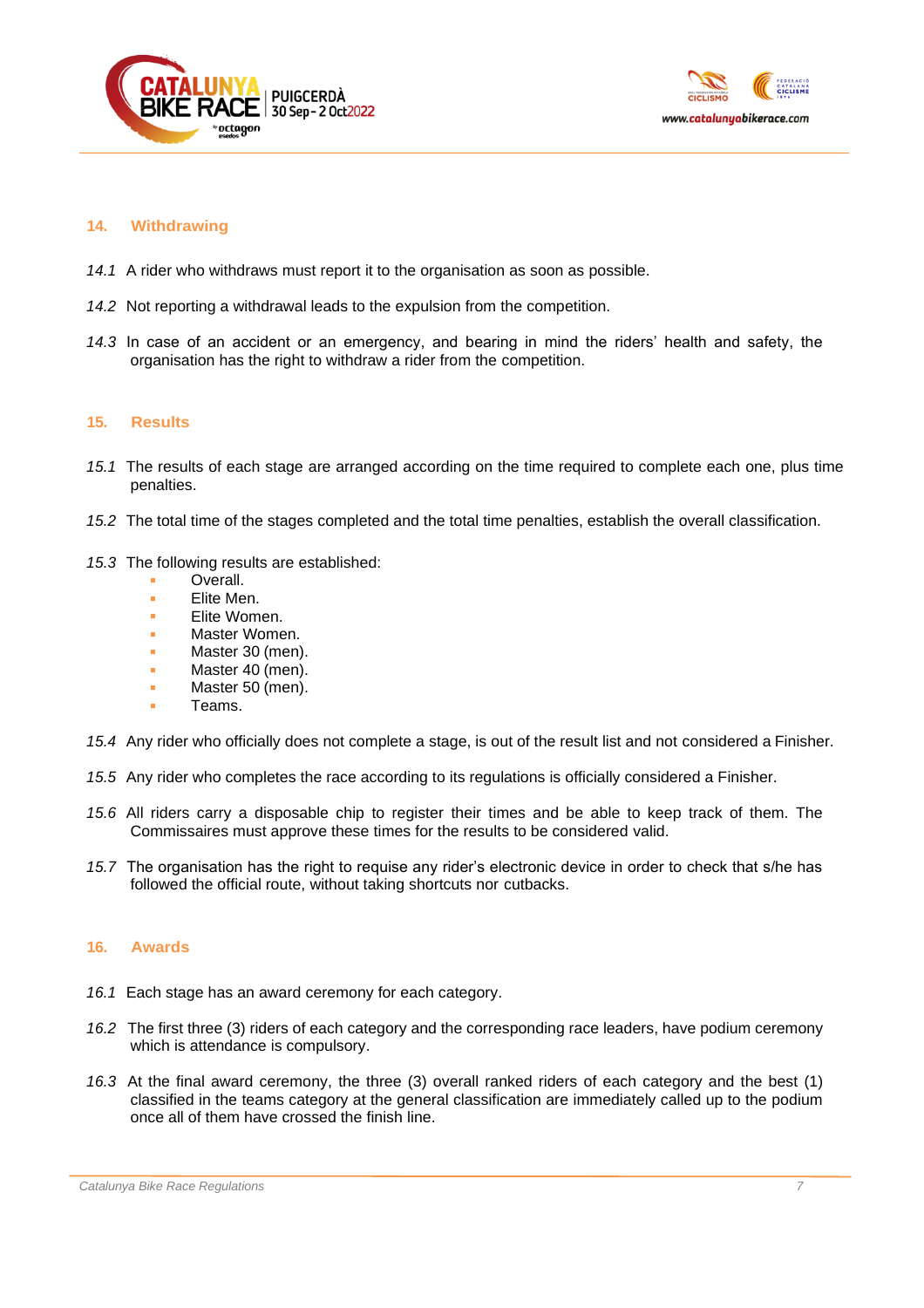## 14. Withdrawing

*14.1* A rider who withdraws must report it to the organisation as soon as possible.

*14.2* Not reporting a withdrawal leads to the expulsion from the competition.

*14.3* In case of an accident or an emergency, and bearing in mind the riders' health and safety, the organisation has the right to withdraw a rider from the competition.

## 15. Results

*15.1* The results of each stage are arranged according on the time required to complete each one, plus time penalties.

*15.2* The total time of the stages completed and the total time penalties, establish the overall classification.

*15.3* The following results are established:

- Overall.
- Elite Men.
- Elite Women.
- Master Women.
- Master 30 (men).
- Master 40 (men).
- Master 50 (men).
- Teams.

*15.4* Any rider who officially does not complete a stage, is out of the result list and not considered a Finisher.

*15.5* Any rider who completes the race according to its regulations is officially considered a Finisher.

*15.6* All riders carry a disposable chip to register their times and be able to keep track of them. The Commissaires must approve these times for the results to be considered valid.

*15.7* The organisation has the right to requise any rider's electronic device in order to check that s/he has followed the official route, without taking shortcuts nor cutbacks.

## 16. Awards

*16.1* Each stage has an award ceremony for each category.

*16.2* The first three (3) riders of each category and the corresponding race leaders, have podium ceremony which is attendance is compulsory.

*16.3* At the final award ceremony, the three (3) overall ranked riders of each category and the best (1) classified in the teams category at the general classification are immediately called up to the podium once all of them have crossed the finish line.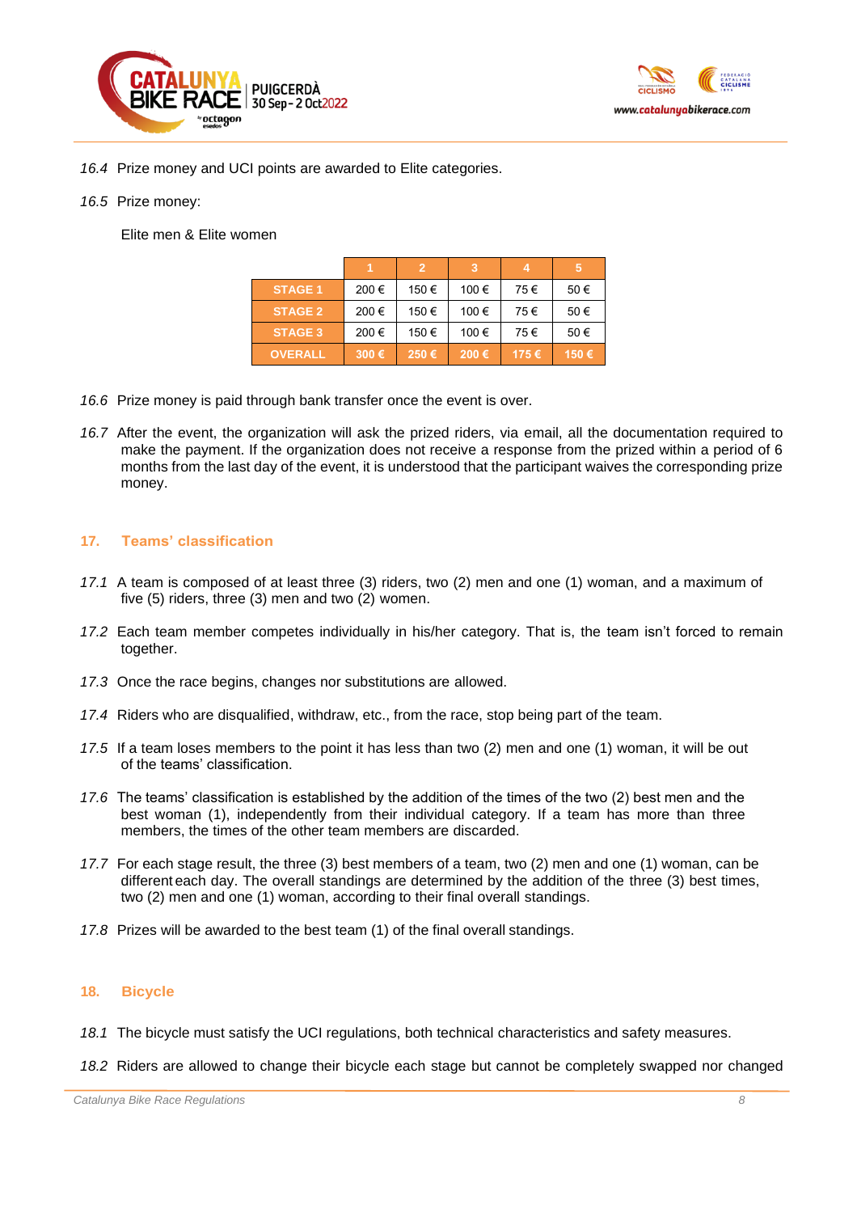16.4 Prize money and UCI points are awarded to Elite categories.

16.5 Prize money:

Elite men & Elite women

| | 1 | 2 | 3 | 4 | 5 |
|---|---|---|---|---|---|
| **STAGE 1** | 200 € | 150 € | 100 € | 75 € | 50 € |
| **STAGE 2** | 200 € | 150 € | 100 € | 75 € | 50 € |
| **STAGE 3** | 200 € | 150 € | 100 € | 75 € | 50 € |
| **OVERALL** | **300 €** | **250 €** | **200 €** | **175 €** | **150 €** |

16.6 Prize money is paid through bank transfer once the event is over.

16.7 After the event, the organization will ask the prized riders, via email, all the documentation required to make the payment. If the organization does not receive a response from the prized within a period of 6 months from the last day of the event, it is understood that the participant waives the corresponding prize money.

## 17. Teams' classification

17.1 A team is composed of at least three (3) riders, two (2) men and one (1) woman, and a maximum of five (5) riders, three (3) men and two (2) women.

17.2 Each team member competes individually in his/her category. That is, the team isn't forced to remain together.

17.3 Once the race begins, changes nor substitutions are allowed.

17.4 Riders who are disqualified, withdraw, etc., from the race, stop being part of the team.

17.5 If a team loses members to the point it has less than two (2) men and one (1) woman, it will be out of the teams' classification.

17.6 The teams' classification is established by the addition of the times of the two (2) best men and the best woman (1), independently from their individual category. If a team has more than three members, the times of the other team members are discarded.

17.7 For each stage result, the three (3) best members of a team, two (2) men and one (1) woman, can be different each day. The overall standings are determined by the addition of the three (3) best times, two (2) men and one (1) woman, according to their final overall standings.

17.8 Prizes will be awarded to the best team (1) of the final overall standings.

## 18. Bicycle

18.1 The bicycle must satisfy the UCI regulations, both technical characteristics and safety measures.

18.2 Riders are allowed to change their bicycle each stage but cannot be completely swapped nor changed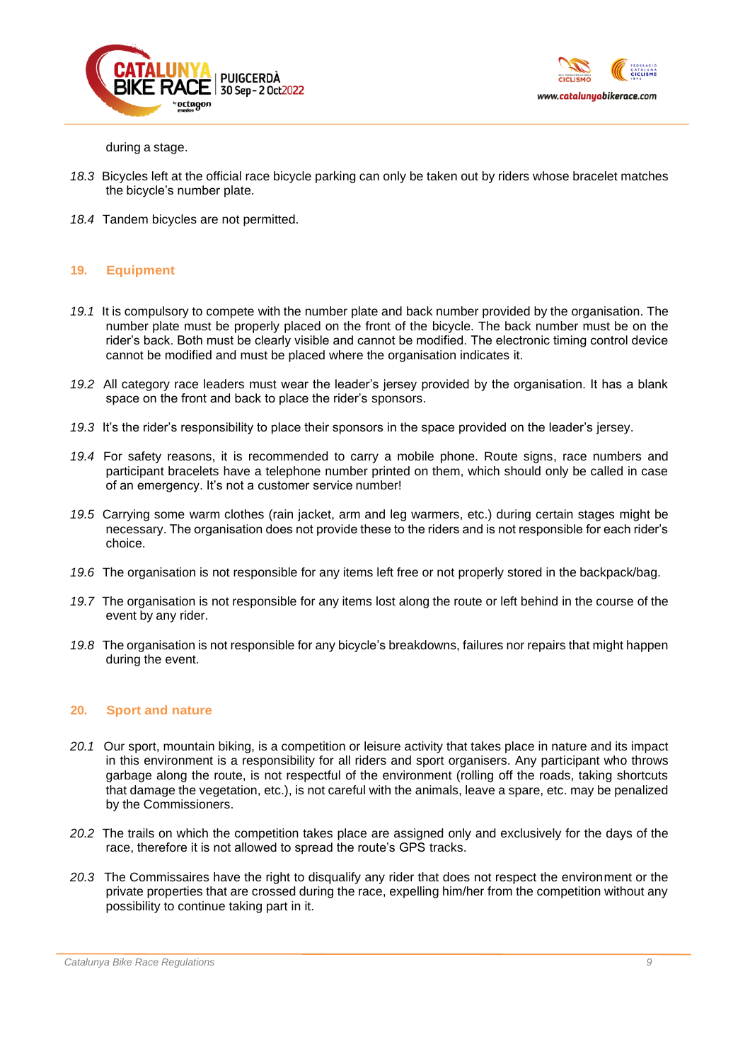during a stage.

*18.3* Bicycles left at the official race bicycle parking can only be taken out by riders whose bracelet matches the bicycle's number plate.

*18.4* Tandem bicycles are not permitted.

## 19. Equipment

*19.1* It is compulsory to compete with the number plate and back number provided by the organisation. The number plate must be properly placed on the front of the bicycle. The back number must be on the rider's back. Both must be clearly visible and cannot be modified. The electronic timing control device cannot be modified and must be placed where the organisation indicates it.

*19.2* All category race leaders must wear the leader's jersey provided by the organisation. It has a blank space on the front and back to place the rider's sponsors.

*19.3* It's the rider's responsibility to place their sponsors in the space provided on the leader's jersey.

*19.4* For safety reasons, it is recommended to carry a mobile phone. Route signs, race numbers and participant bracelets have a telephone number printed on them, which should only be called in case of an emergency. It's not a customer service number!

*19.5* Carrying some warm clothes (rain jacket, arm and leg warmers, etc.) during certain stages might be necessary. The organisation does not provide these to the riders and is not responsible for each rider's choice.

*19.6* The organisation is not responsible for any items left free or not properly stored in the backpack/bag.

*19.7* The organisation is not responsible for any items lost along the route or left behind in the course of the event by any rider.

*19.8* The organisation is not responsible for any bicycle's breakdowns, failures nor repairs that might happen during the event.

## 20. Sport and nature

*20.1* Our sport, mountain biking, is a competition or leisure activity that takes place in nature and its impact in this environment is a responsibility for all riders and sport organisers. Any participant who throws garbage along the route, is not respectful of the environment (rolling off the roads, taking shortcuts that damage the vegetation, etc.), is not careful with the animals, leave a spare, etc. may be penalized by the Commissioners.

*20.2* The trails on which the competition takes place are assigned only and exclusively for the days of the race, therefore it is not allowed to spread the route's GPS tracks.

*20.3* The Commissaires have the right to disqualify any rider that does not respect the environment or the private properties that are crossed during the race, expelling him/her from the competition without any possibility to continue taking part in it.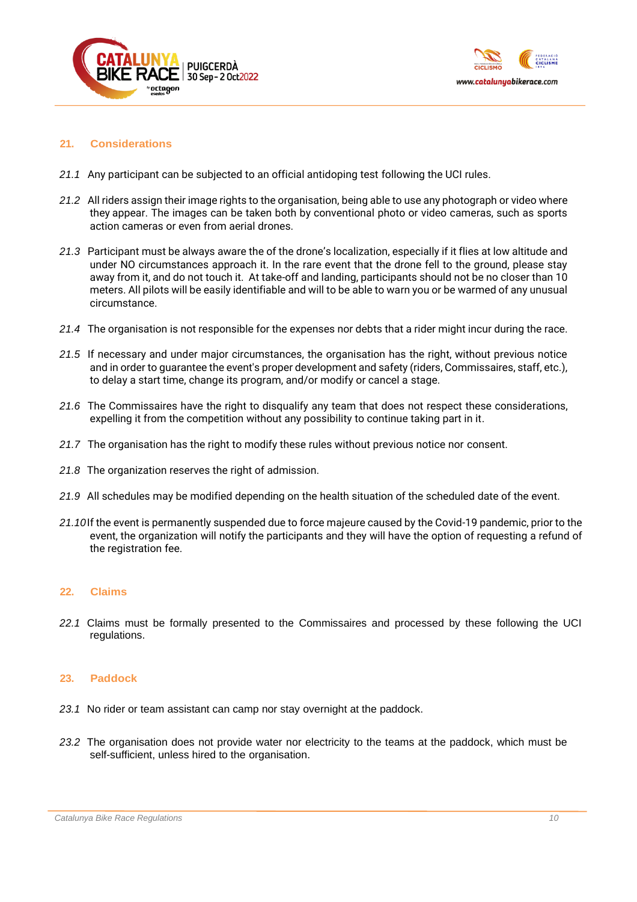## 21. Considerations

*21.1* Any participant can be subjected to an official antidoping test following the UCI rules.

*21.2* All riders assign their image rights to the organisation, being able to use any photograph or video where they appear. The images can be taken both by conventional photo or video cameras, such as sports action cameras or even from aerial drones.

*21.3* Participant must be always aware the of the drone's localization, especially if it flies at low altitude and under NO circumstances approach it. In the rare event that the drone fell to the ground, please stay away from it, and do not touch it. At take-off and landing, participants should not be no closer than 10 meters. All pilots will be easily identifiable and will to be able to warn you or be warmed of any unusual circumstance.

*21.4* The organisation is not responsible for the expenses nor debts that a rider might incur during the race.

*21.5* If necessary and under major circumstances, the organisation has the right, without previous notice and in order to guarantee the event's proper development and safety (riders, Commissaires, staff, etc.), to delay a start time, change its program, and/or modify or cancel a stage.

*21.6* The Commissaires have the right to disqualify any team that does not respect these considerations, expelling it from the competition without any possibility to continue taking part in it.

*21.7* The organisation has the right to modify these rules without previous notice nor consent.

*21.8* The organization reserves the right of admission.

*21.9* All schedules may be modified depending on the health situation of the scheduled date of the event.

*21.10* If the event is permanently suspended due to force majeure caused by the Covid-19 pandemic, prior to the event, the organization will notify the participants and they will have the option of requesting a refund of the registration fee.

## 22. Claims

*22.1* Claims must be formally presented to the Commissaires and processed by these following the UCI regulations.

## 23. Paddock

*23.1* No rider or team assistant can camp nor stay overnight at the paddock.

*23.2* The organisation does not provide water nor electricity to the teams at the paddock, which must be self-sufficient, unless hired to the organisation.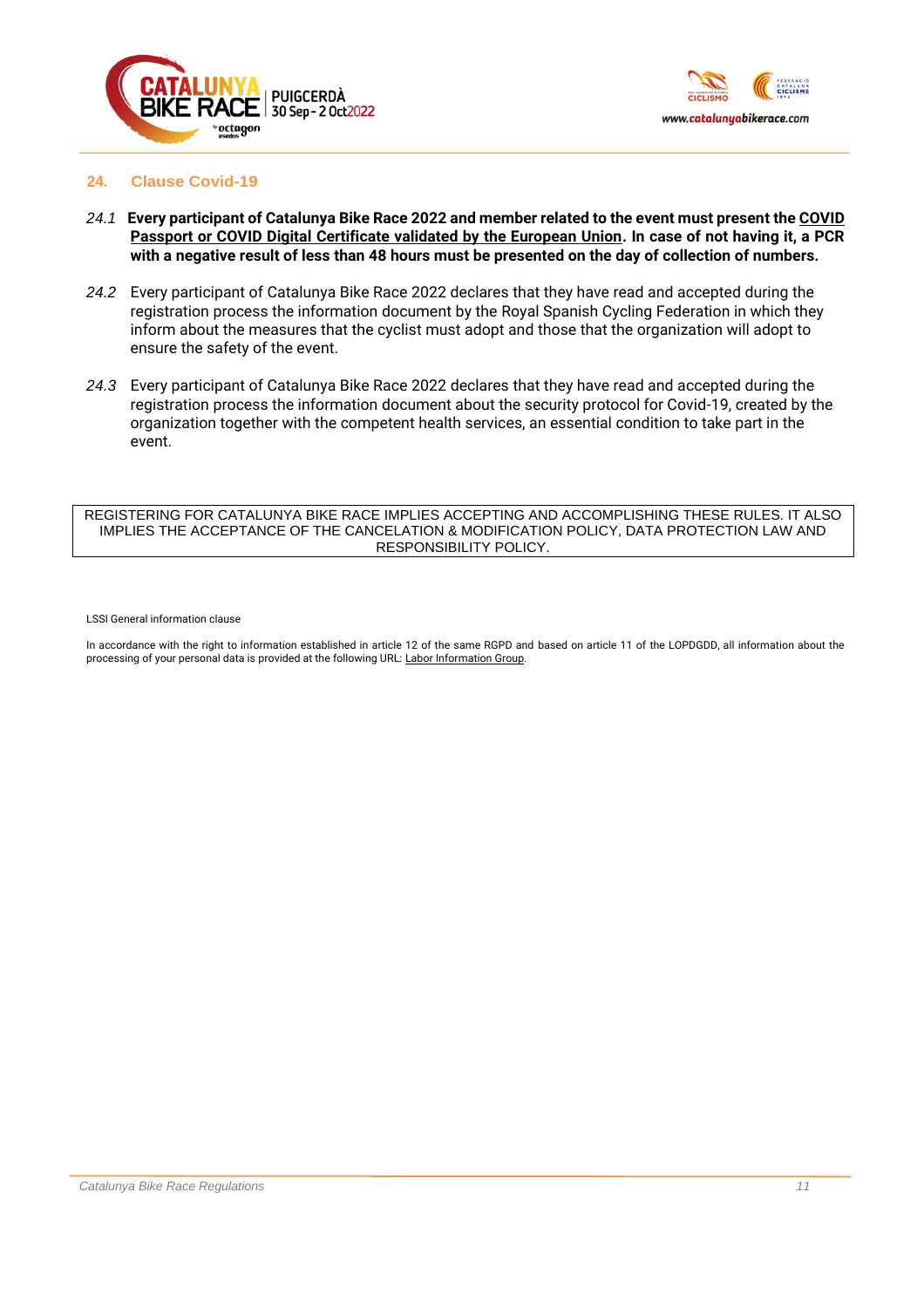## 24. Clause Covid-19

*24.1* **Every participant of Catalunya Bike Race 2022 and member related to the event must present the COVID Passport or COVID Digital Certificate validated by the European Union. In case of not having it, a PCR with a negative result of less than 48 hours must be presented on the day of collection of numbers.**

*24.2* Every participant of Catalunya Bike Race 2022 declares that they have read and accepted during the registration process the information document by the Royal Spanish Cycling Federation in which they inform about the measures that the cyclist must adopt and those that the organization will adopt to ensure the safety of the event.

*24.3* Every participant of Catalunya Bike Race 2022 declares that they have read and accepted during the registration process the information document about the security protocol for Covid-19, created by the organization together with the competent health services, an essential condition to take part in the event.

REGISTERING FOR CATALUNYA BIKE RACE IMPLIES ACCEPTING AND ACCOMPLISHING THESE RULES. IT ALSO IMPLIES THE ACCEPTANCE OF THE CANCELATION & MODIFICATION POLICY, DATA PROTECTION LAW AND RESPONSIBILITY POLICY.

LSSI General information clause

In accordance with the right to information established in article 12 of the same RGPD and based on article 11 of the LOPDGDD, all information about the processing of your personal data is provided at the following URL: Labor Information Group.